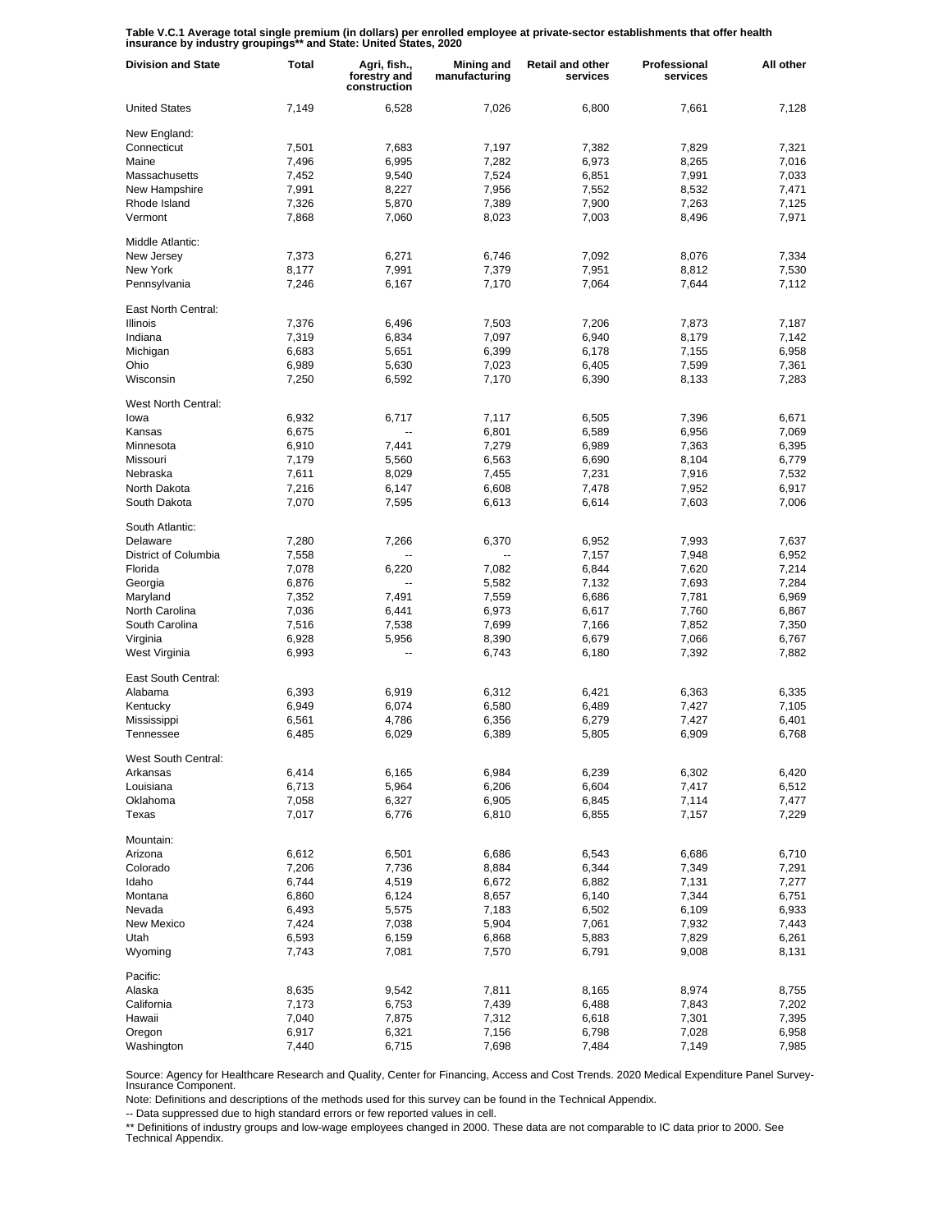**Table V.C.1 Average total single premium (in dollars) per enrolled employee at private-sector establishments that offer health insurance by industry groupings** and State: United States, 2020**

| Division and State | Total | Agri, fish., forestry and construction | Mining and manufacturing | Retail and other services | Professional services | All other |
|---|---|---|---|---|---|---|
| United States | 7,149 | 6,528 | 7,026 | 6,800 | 7,661 | 7,128 |
| New England: | | | | | | |
| Connecticut | 7,501 | 7,683 | 7,197 | 7,382 | 7,829 | 7,321 |
| Maine | 7,496 | 6,995 | 7,282 | 6,973 | 8,265 | 7,016 |
| Massachusetts | 7,452 | 9,540 | 7,524 | 6,851 | 7,991 | 7,033 |
| New Hampshire | 7,991 | 8,227 | 7,956 | 7,552 | 8,532 | 7,471 |
| Rhode Island | 7,326 | 5,870 | 7,389 | 7,900 | 7,263 | 7,125 |
| Vermont | 7,868 | 7,060 | 8,023 | 7,003 | 8,496 | 7,971 |
| Middle Atlantic: | | | | | | |
| New Jersey | 7,373 | 6,271 | 6,746 | 7,092 | 8,076 | 7,334 |
| New York | 8,177 | 7,991 | 7,379 | 7,951 | 8,812 | 7,530 |
| Pennsylvania | 7,246 | 6,167 | 7,170 | 7,064 | 7,644 | 7,112 |
| East North Central: | | | | | | |
| Illinois | 7,376 | 6,496 | 7,503 | 7,206 | 7,873 | 7,187 |
| Indiana | 7,319 | 6,834 | 7,097 | 6,940 | 8,179 | 7,142 |
| Michigan | 6,683 | 5,651 | 6,399 | 6,178 | 7,155 | 6,958 |
| Ohio | 6,989 | 5,630 | 7,023 | 6,405 | 7,599 | 7,361 |
| Wisconsin | 7,250 | 6,592 | 7,170 | 6,390 | 8,133 | 7,283 |
| West North Central: | | | | | | |
| Iowa | 6,932 | 6,717 | 7,117 | 6,505 | 7,396 | 6,671 |
| Kansas | 6,675 | -- | 6,801 | 6,589 | 6,956 | 7,069 |
| Minnesota | 6,910 | 7,441 | 7,279 | 6,989 | 7,363 | 6,395 |
| Missouri | 7,179 | 5,560 | 6,563 | 6,690 | 8,104 | 6,779 |
| Nebraska | 7,611 | 8,029 | 7,455 | 7,231 | 7,916 | 7,532 |
| North Dakota | 7,216 | 6,147 | 6,608 | 7,478 | 7,952 | 6,917 |
| South Dakota | 7,070 | 7,595 | 6,613 | 6,614 | 7,603 | 7,006 |
| South Atlantic: | | | | | | |
| Delaware | 7,280 | 7,266 | 6,370 | 6,952 | 7,993 | 7,637 |
| District of Columbia | 7,558 | -- | -- | 7,157 | 7,948 | 6,952 |
| Florida | 7,078 | 6,220 | 7,082 | 6,844 | 7,620 | 7,214 |
| Georgia | 6,876 | -- | 5,582 | 7,132 | 7,693 | 7,284 |
| Maryland | 7,352 | 7,491 | 7,559 | 6,686 | 7,781 | 6,969 |
| North Carolina | 7,036 | 6,441 | 6,973 | 6,617 | 7,760 | 6,867 |
| South Carolina | 7,516 | 7,538 | 7,699 | 7,166 | 7,852 | 7,350 |
| Virginia | 6,928 | 5,956 | 8,390 | 6,679 | 7,066 | 6,767 |
| West Virginia | 6,993 | -- | 6,743 | 6,180 | 7,392 | 7,882 |
| East South Central: | | | | | | |
| Alabama | 6,393 | 6,919 | 6,312 | 6,421 | 6,363 | 6,335 |
| Kentucky | 6,949 | 6,074 | 6,580 | 6,489 | 7,427 | 7,105 |
| Mississippi | 6,561 | 4,786 | 6,356 | 6,279 | 7,427 | 6,401 |
| Tennessee | 6,485 | 6,029 | 6,389 | 5,805 | 6,909 | 6,768 |
| West South Central: | | | | | | |
| Arkansas | 6,414 | 6,165 | 6,984 | 6,239 | 6,302 | 6,420 |
| Louisiana | 6,713 | 5,964 | 6,206 | 6,604 | 7,417 | 6,512 |
| Oklahoma | 7,058 | 6,327 | 6,905 | 6,845 | 7,114 | 7,477 |
| Texas | 7,017 | 6,776 | 6,810 | 6,855 | 7,157 | 7,229 |
| Mountain: | | | | | | |
| Arizona | 6,612 | 6,501 | 6,686 | 6,543 | 6,686 | 6,710 |
| Colorado | 7,206 | 7,736 | 8,884 | 6,344 | 7,349 | 7,291 |
| Idaho | 6,744 | 4,519 | 6,672 | 6,882 | 7,131 | 7,277 |
| Montana | 6,860 | 6,124 | 8,657 | 6,140 | 7,344 | 6,751 |
| Nevada | 6,493 | 5,575 | 7,183 | 6,502 | 6,109 | 6,933 |
| New Mexico | 7,424 | 7,038 | 5,904 | 7,061 | 7,932 | 7,443 |
| Utah | 6,593 | 6,159 | 6,868 | 5,883 | 7,829 | 6,261 |
| Wyoming | 7,743 | 7,081 | 7,570 | 6,791 | 9,008 | 8,131 |
| Pacific: | | | | | | |
| Alaska | 8,635 | 9,542 | 7,811 | 8,165 | 8,974 | 8,755 |
| California | 7,173 | 6,753 | 7,439 | 6,488 | 7,843 | 7,202 |
| Hawaii | 7,040 | 7,875 | 7,312 | 6,618 | 7,301 | 7,395 |
| Oregon | 6,917 | 6,321 | 7,156 | 6,798 | 7,028 | 6,958 |
| Washington | 7,440 | 6,715 | 7,698 | 7,484 | 7,149 | 7,985 |

Source: Agency for Healthcare Research and Quality, Center for Financing, Access and Cost Trends. 2020 Medical Expenditure Panel Survey-Insurance Component.

Note: Definitions and descriptions of the methods used for this survey can be found in the Technical Appendix.

-- Data suppressed due to high standard errors or few reported values in cell.

** Definitions of industry groups and low-wage employees changed in 2000. These data are not comparable to IC data prior to 2000. See Technical Appendix.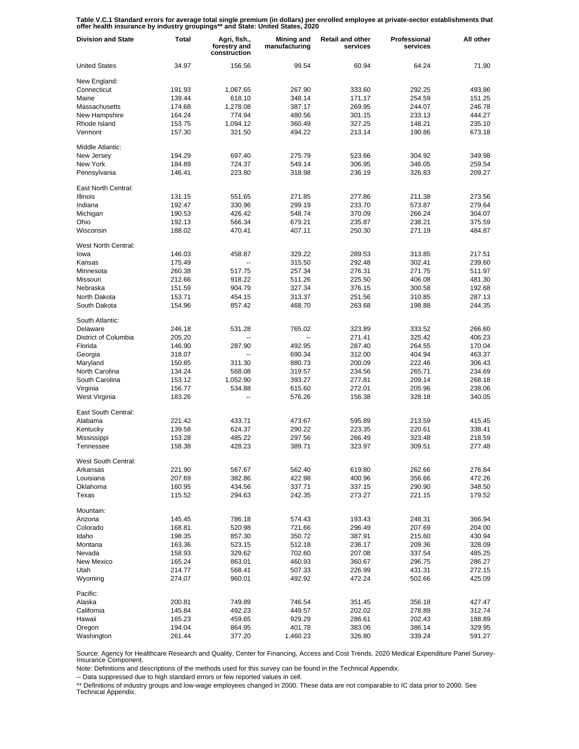**Table V.C.1 Standard errors for average total single premium (in dollars) per enrolled employee at private-sector establishments that offer health insurance by industry groupings** and State: United States, 2020**

| Division and State | Total | Agri, fish., forestry and construction | Mining and manufacturing | Retail and other services | Professional services | All other |
|---|---|---|---|---|---|---|
| United States | 34.97 | 156.56 | 99.54 | 60.94 | 64.24 | 71.90 |
| New England: | | | | | | |
| Connecticut | 191.93 | 1,067.65 | 267.90 | 333.60 | 292.25 | 493.86 |
| Maine | 139.44 | 618.10 | 348.14 | 171.17 | 254.59 | 151.25 |
| Massachusetts | 174.68 | 1,278.08 | 387.17 | 269.95 | 244.07 | 246.78 |
| New Hampshire | 164.24 | 774.94 | 480.56 | 301.15 | 233.13 | 444.27 |
| Rhode Island | 153.75 | 1,094.12 | 360.49 | 327.25 | 148.21 | 235.10 |
| Vermont | 157.30 | 321.50 | 494.22 | 213.14 | 190.86 | 673.18 |
| Middle Atlantic: | | | | | | |
| New Jersey | 194.29 | 697.40 | 275.79 | 523.66 | 304.92 | 349.98 |
| New York | 184.89 | 724.37 | 549.14 | 306.95 | 346.05 | 259.54 |
| Pennsylvania | 146.41 | 223.80 | 318.98 | 236.19 | 326.83 | 209.27 |
| East North Central: | | | | | | |
| Illinois | 131.15 | 551.65 | 271.85 | 277.86 | 211.38 | 273.56 |
| Indiana | 192.47 | 330.96 | 299.19 | 233.70 | 573.87 | 279.64 |
| Michigan | 190.53 | 426.42 | 548.74 | 370.09 | 266.24 | 304.07 |
| Ohio | 192.13 | 566.34 | 679.21 | 235.87 | 238.21 | 375.59 |
| Wisconsin | 188.02 | 470.41 | 407.11 | 250.30 | 271.19 | 484.87 |
| West North Central: | | | | | | |
| Iowa | 146.03 | 458.87 | 329.22 | 289.53 | 313.85 | 217.51 |
| Kansas | 175.49 | -- | 315.50 | 292.48 | 302.41 | 239.60 |
| Minnesota | 260.38 | 517.75 | 257.34 | 276.31 | 271.75 | 511.97 |
| Missouri | 212.66 | 918.22 | 511.26 | 225.50 | 406.08 | 481.30 |
| Nebraska | 151.59 | 904.79 | 327.34 | 376.15 | 300.58 | 192.68 |
| North Dakota | 153.71 | 454.15 | 313.37 | 251.56 | 310.85 | 287.13 |
| South Dakota | 154.96 | 857.42 | 468.70 | 263.68 | 198.88 | 244.35 |
| South Atlantic: | | | | | | |
| Delaware | 246.18 | 531.28 | 765.02 | 323.89 | 333.52 | 266.60 |
| District of Columbia | 205.20 | -- | -- | 271.41 | 325.42 | 406.23 |
| Florida | 146.90 | 287.90 | 492.95 | 287.40 | 264.55 | 170.04 |
| Georgia | 318.07 | -- | 690.34 | 312.00 | 404.94 | 463.37 |
| Maryland | 150.85 | 311.30 | 880.73 | 200.09 | 222.46 | 306.43 |
| North Carolina | 134.24 | 568.08 | 319.57 | 234.56 | 265.71 | 234.69 |
| South Carolina | 153.12 | 1,052.90 | 393.27 | 277.81 | 209.14 | 268.18 |
| Virginia | 156.77 | 534.88 | 615.60 | 272.01 | 205.96 | 238.06 |
| West Virginia | 183.26 | -- | 576.26 | 156.38 | 328.18 | 340.05 |
| East South Central: | | | | | | |
| Alabama | 221.42 | 433.71 | 473.67 | 595.89 | 213.59 | 415.45 |
| Kentucky | 139.58 | 624.37 | 290.22 | 223.35 | 220.61 | 338.41 |
| Mississippi | 153.28 | 485.22 | 297.56 | 266.49 | 323.48 | 218.59 |
| Tennessee | 158.38 | 428.23 | 389.71 | 323.97 | 309.51 | 277.48 |
| West South Central: | | | | | | |
| Arkansas | 221.90 | 567.67 | 562.40 | 619.80 | 262.66 | 276.84 |
| Louisiana | 207.69 | 382.86 | 422.98 | 400.96 | 356.66 | 472.26 |
| Oklahoma | 160.95 | 434.56 | 337.71 | 337.15 | 290.90 | 348.50 |
| Texas | 115.52 | 294.63 | 242.35 | 273.27 | 221.15 | 179.52 |
| Mountain: | | | | | | |
| Arizona | 145.45 | 786.18 | 574.43 | 193.43 | 248.31 | 366.94 |
| Colorado | 168.81 | 520.98 | 721.66 | 296.49 | 207.69 | 204.00 |
| Idaho | 198.35 | 857.30 | 350.72 | 387.91 | 215.60 | 430.94 |
| Montana | 163.36 | 523.15 | 512.18 | 236.17 | 209.36 | 328.09 |
| Nevada | 158.93 | 329.62 | 702.60 | 207.08 | 337.54 | 485.25 |
| New Mexico | 165.24 | 863.01 | 460.93 | 360.67 | 296.75 | 286.27 |
| Utah | 214.77 | 568.41 | 507.33 | 226.99 | 431.31 | 272.15 |
| Wyoming | 274.07 | 960.01 | 492.92 | 472.24 | 502.66 | 425.09 |
| Pacific: | | | | | | |
| Alaska | 200.81 | 749.89 | 746.54 | 351.45 | 356.18 | 427.47 |
| California | 145.84 | 492.23 | 449.57 | 202.02 | 278.89 | 312.74 |
| Hawaii | 165.23 | 459.65 | 929.29 | 286.61 | 202.43 | 188.89 |
| Oregon | 194.04 | 864.95 | 401.78 | 383.06 | 386.14 | 329.95 |
| Washington | 261.44 | 377.20 | 1,460.23 | 326.80 | 339.24 | 591.27 |

Source: Agency for Healthcare Research and Quality, Center for Financing, Access and Cost Trends. 2020 Medical Expenditure Panel Survey-Insurance Component.

Note: Definitions and descriptions of the methods used for this survey can be found in the Technical Appendix.

-- Data suppressed due to high standard errors or few reported values in cell.

** Definitions of industry groups and low-wage employees changed in 2000. These data are not comparable to IC data prior to 2000. See Technical Appendix.